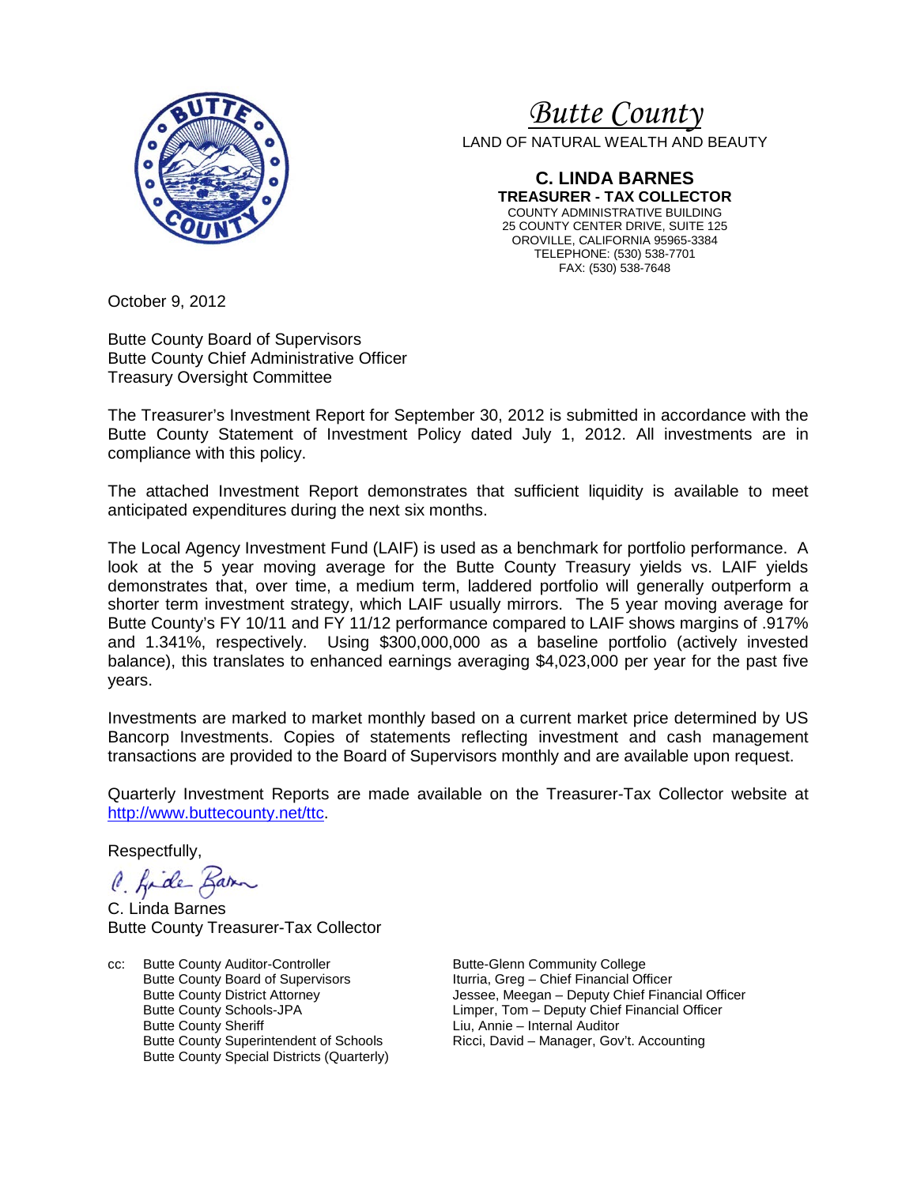# *Butte County*

LAND OF NATURAL WEALTH AND BEAUTY

**C. LINDA BARNES**
**TREASURER - TAX COLLECTOR**
COUNTY ADMINISTRATIVE BUILDING
25 COUNTY CENTER DRIVE, SUITE 125
OROVILLE, CALIFORNIA 95965-3384
TELEPHONE: (530) 538-7701
FAX: (530) 538-7648

October 9, 2012

Butte County Board of Supervisors
Butte County Chief Administrative Officer
Treasury Oversight Committee

The Treasurer's Investment Report for September 30, 2012 is submitted in accordance with the Butte County Statement of Investment Policy dated July 1, 2012. All investments are in compliance with this policy.

The attached Investment Report demonstrates that sufficient liquidity is available to meet anticipated expenditures during the next six months.

The Local Agency Investment Fund (LAIF) is used as a benchmark for portfolio performance. A look at the 5 year moving average for the Butte County Treasury yields vs. LAIF yields demonstrates that, over time, a medium term, laddered portfolio will generally outperform a shorter term investment strategy, which LAIF usually mirrors. The 5 year moving average for Butte County's FY 10/11 and FY 11/12 performance compared to LAIF shows margins of .917% and 1.341%, respectively. Using $300,000,000 as a baseline portfolio (actively invested balance), this translates to enhanced earnings averaging $4,023,000 per year for the past five years.

Investments are marked to market monthly based on a current market price determined by US Bancorp Investments. Copies of statements reflecting investment and cash management transactions are provided to the Board of Supervisors monthly and are available upon request.

Quarterly Investment Reports are made available on the Treasurer-Tax Collector website at [http://www.buttecounty.net/ttc](http://www.buttecounty.net/ttc).

Respectfully,

C. Linda Barnes
Butte County Treasurer-Tax Collector

cc:
Butte County Auditor-Controller
Butte County Board of Supervisors
Butte County District Attorney
Butte County Schools-JPA
Butte County Sheriff
Butte County Superintendent of Schools
Butte County Special Districts (Quarterly)
Butte-Glenn Community College
Iturria, Greg – Chief Financial Officer
Jessee, Meegan – Deputy Chief Financial Officer
Limper, Tom – Deputy Chief Financial Officer
Liu, Annie – Internal Auditor
Ricci, David – Manager, Gov't. Accounting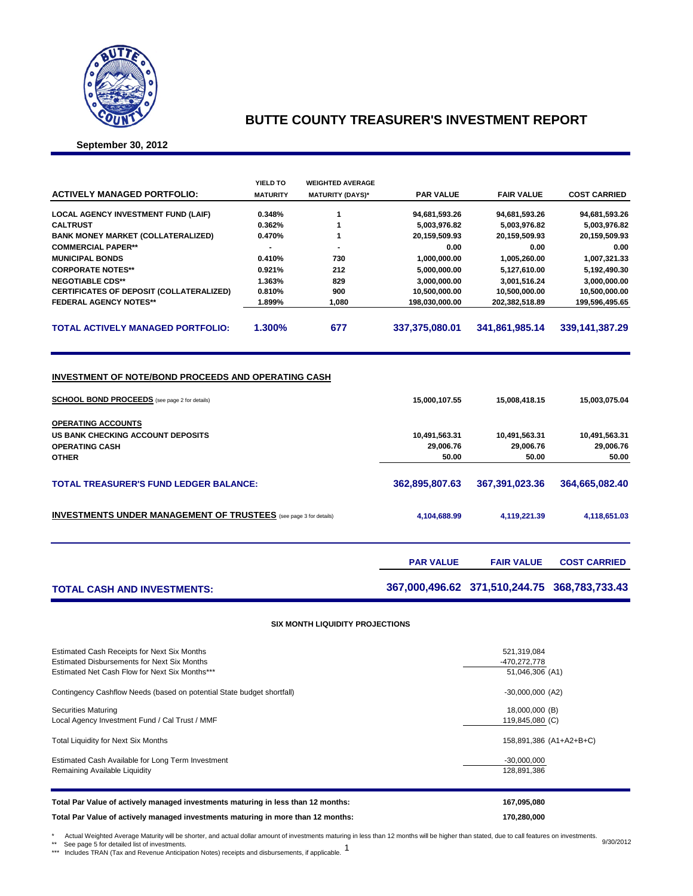# BUTTE COUNTY TREASURER'S INVESTMENT REPORT

**September 30, 2012**

| ACTIVELY MANAGED PORTFOLIO: | YIELD TO MATURITY | WEIGHTED AVERAGE MATURITY (DAYS)* | PAR VALUE | FAIR VALUE | COST CARRIED |
|---|---|---|---|---|---|
| **LOCAL AGENCY INVESTMENT FUND (LAIF)** | 0.348% | 1 | 94,681,593.26 | 94,681,593.26 | 94,681,593.26 |
| **CALTRUST** | 0.362% | 1 | 5,003,976.82 | 5,003,976.82 | 5,003,976.82 |
| **BANK MONEY MARKET (COLLATERALIZED)** | 0.470% | 1 | 20,159,509.93 | 20,159,509.93 | 20,159,509.93 |
| **COMMERCIAL PAPER**** | - | - | 0.00 | 0.00 | 0.00 |
| **MUNICIPAL BONDS** | 0.410% | 730 | 1,000,000.00 | 1,005,260.00 | 1,007,321.33 |
| **CORPORATE NOTES**** | 0.921% | 212 | 5,000,000.00 | 5,127,610.00 | 5,192,490.30 |
| **NEGOTIABLE CDS**** | 1.363% | 829 | 3,000,000.00 | 3,001,516.24 | 3,000,000.00 |
| **CERTIFICATES OF DEPOSIT (COLLATERALIZED)** | 0.810% | 900 | 10,500,000.00 | 10,500,000.00 | 10,500,000.00 |
| **FEDERAL AGENCY NOTES**** | 1.899% | 1,080 | 198,030,000.00 | 202,382,518.89 | 199,596,495.65 |
| **TOTAL ACTIVELY MANAGED PORTFOLIO:** | **1.300%** | **677** | **337,375,080.01** | **341,861,985.14** | **339,141,387.29** |

## INVESTMENT OF NOTE/BOND PROCEEDS AND OPERATING CASH

| | PAR VALUE | FAIR VALUE | COST CARRIED |
|---|---|---|---|
| **SCHOOL BOND PROCEEDS** (see page 2 for details) | 15,000,107.55 | 15,008,418.15 | 15,003,075.04 |
| **OPERATING ACCOUNTS** | | | |
| **US BANK CHECKING ACCOUNT DEPOSITS** | 10,491,563.31 | 10,491,563.31 | 10,491,563.31 |
| **OPERATING CASH** | 29,006.76 | 29,006.76 | 29,006.76 |
| **OTHER** | 50.00 | 50.00 | 50.00 |
| **TOTAL TREASURER'S FUND LEDGER BALANCE:** | **362,895,807.63** | **367,391,023.36** | **364,665,082.40** |
| **INVESTMENTS UNDER MANAGEMENT OF TRUSTEES** (see page 3 for details) | 4,104,688.99 | 4,119,221.39 | 4,118,651.03 |

| | PAR VALUE | FAIR VALUE | COST CARRIED |
|---|---|---|---|
| **TOTAL CASH AND INVESTMENTS:** | **367,000,496.62** | **371,510,244.75** | **368,783,733.43** |

### SIX MONTH LIQUIDITY PROJECTIONS

| | |
|---|---|
| Estimated Cash Receipts for Next Six Months | 521,319,084 |
| Estimated Disbursements for Next Six Months | -470,272,778 |
| Estimated Net Cash Flow for Next Six Months*** | 51,046,306 (A1) |
| Contingency Cashflow Needs (based on potential State budget shortfall) | -30,000,000 (A2) |
| Securities Maturing | 18,000,000 (B) |
| Local Agency Investment Fund / Cal Trust / MMF | 119,845,080 (C) |
| Total Liquidity for Next Six Months | 158,891,386 (A1+A2+B+C) |
| Estimated Cash Available for Long Term Investment | -30,000,000 |
| Remaining Available Liquidity | 128,891,386 |

| | |
|---|---|
| **Total Par Value of actively managed investments maturing in less than 12 months:** | **167,095,080** |
| **Total Par Value of actively managed investments maturing in more than 12 months:** | **170,280,000** |

\* Actual Weighted Average Maturity will be shorter, and actual dollar amount of investments maturing in less than 12 months will be higher than stated, due to call features on investments.

** See page 5 for detailed list of investments.

*** Includes TRAN (Tax and Revenue Anticipation Notes) receipts and disbursements, if applicable.

9/30/2012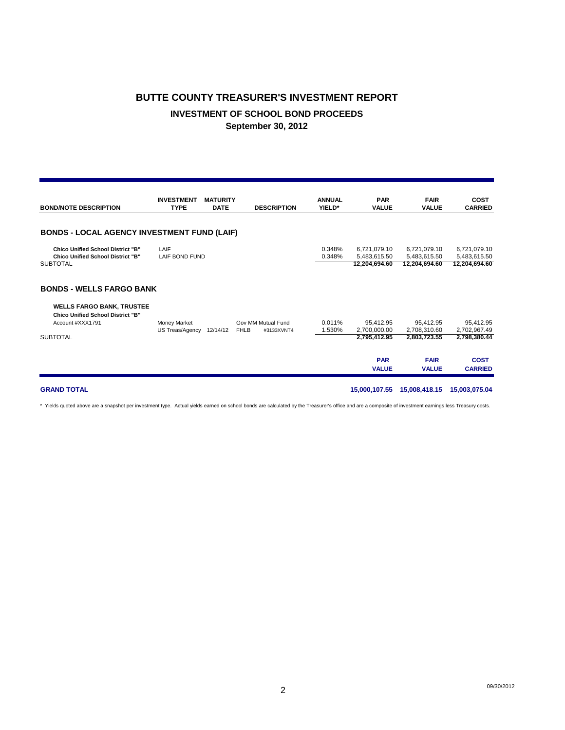# BUTTE COUNTY TREASURER'S INVESTMENT REPORT

## INVESTMENT OF SCHOOL BOND PROCEEDS

### September 30, 2012

| BOND/NOTE DESCRIPTION | INVESTMENT TYPE | MATURITY DATE | DESCRIPTION | | ANNUAL YIELD* | PAR VALUE | FAIR VALUE | COST CARRIED |
|---|---|---|---|---|---|---|---|---|
| **BONDS - LOCAL AGENCY INVESTMENT FUND (LAIF)** | | | | | | | | |
| **Chico Unified School District "B"** | LAIF | | | | 0.348% | 6,721,079.10 | 6,721,079.10 | 6,721,079.10 |
| **Chico Unified School District "B"** | LAIF BOND FUND | | | | 0.348% | 5,483,615.50 | 5,483,615.50 | 5,483,615.50 |
| SUBTOTAL | | | | | | **12,204,694.60** | **12,204,694.60** | **12,204,694.60** |
| **BONDS - WELLS FARGO BANK** | | | | | | | | |
| **WELLS FARGO BANK, TRUSTEE** | | | | | | | | |
| **Chico Unified School District "B"** | | | | | | | | |
| Account #XXX1791 | Money Market | | Gov MM Mutual Fund | | 0.011% | 95,412.95 | 95,412.95 | 95,412.95 |
| | US Treas/Agency | 12/14/12 | FHLB | #3133XVNT4 | 1.530% | 2,700,000.00 | 2,708,310.60 | 2,702,967.49 |
| SUBTOTAL | | | | | | **2,795,412.95** | **2,803,723.55** | **2,798,380.44** |
| | | | | | | **PAR VALUE** | **FAIR VALUE** | **COST CARRIED** |
| **GRAND TOTAL** | | | | | | **15,000,107.55** | **15,008,418.15** | **15,003,075.04** |

\* Yields quoted above are a snapshot per investment type. Actual yields earned on school bonds are calculated by the Treasurer's office and are a composite of investment earnings less Treasury costs.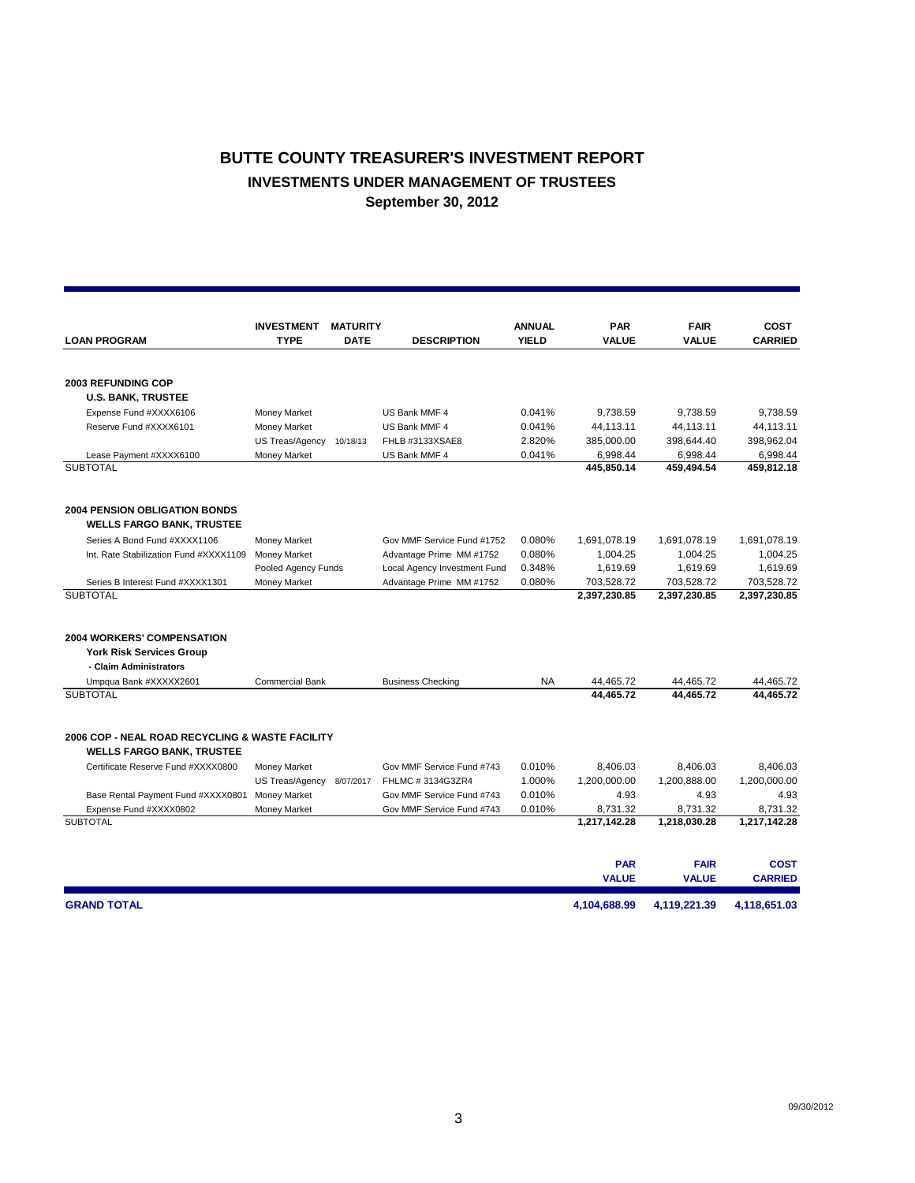# BUTTE COUNTY TREASURER'S INVESTMENT REPORT

## INVESTMENTS UNDER MANAGEMENT OF TRUSTEES

### September 30, 2012

| LOAN PROGRAM | INVESTMENT TYPE | MATURITY DATE | DESCRIPTION | ANNUAL YIELD | PAR VALUE | FAIR VALUE | COST CARRIED |
|---|---|---|---|---|---|---|---|
| **2003 REFUNDING COP** | | | | | | | |
| **U.S. BANK, TRUSTEE** | | | | | | | |
| Expense Fund #XXXX6106 | Money Market | | US Bank MMF 4 | 0.041% | 9,738.59 | 9,738.59 | 9,738.59 |
| Reserve Fund #XXXX6101 | Money Market | | US Bank MMF 4 | 0.041% | 44,113.11 | 44,113.11 | 44,113.11 |
| | US Treas/Agency | 10/18/13 | FHLB #3133XSAE8 | 2.820% | 385,000.00 | 398,644.40 | 398,962.04 |
| Lease Payment #XXXX6100 | Money Market | | US Bank MMF 4 | 0.041% | 6,998.44 | 6,998.44 | 6,998.44 |
| SUBTOTAL | | | | | **445,850.14** | **459,494.54** | **459,812.18** |
| **2004 PENSION OBLIGATION BONDS** | | | | | | | |
| **WELLS FARGO BANK, TRUSTEE** | | | | | | | |
| Series A Bond Fund #XXXX1106 | Money Market | | Gov MMF Service Fund #1752 | 0.080% | 1,691,078.19 | 1,691,078.19 | 1,691,078.19 |
| Int. Rate Stabilization Fund #XXXX1109 | Money Market | | Advantage Prime MM #1752 | 0.080% | 1,004.25 | 1,004.25 | 1,004.25 |
| | Pooled Agency Funds | | Local Agency Investment Fund | 0.348% | 1,619.69 | 1,619.69 | 1,619.69 |
| Series B Interest Fund #XXXX1301 | Money Market | | Advantage Prime MM #1752 | 0.080% | 703,528.72 | 703,528.72 | 703,528.72 |
| SUBTOTAL | | | | | **2,397,230.85** | **2,397,230.85** | **2,397,230.85** |
| **2004 WORKERS' COMPENSATION** | | | | | | | |
| **York Risk Services Group** | | | | | | | |
| **- Claim Administrators** | | | | | | | |
| Umpqua Bank #XXXXX2601 | Commercial Bank | | Business Checking | NA | 44,465.72 | 44,465.72 | 44,465.72 |
| SUBTOTAL | | | | | **44,465.72** | **44,465.72** | **44,465.72** |
| **2006 COP - NEAL ROAD RECYCLING & WASTE FACILITY** | | | | | | | |
| **WELLS FARGO BANK, TRUSTEE** | | | | | | | |
| Certificate Reserve Fund #XXXX0800 | Money Market | | Gov MMF Service Fund #743 | 0.010% | 8,406.03 | 8,406.03 | 8,406.03 |
| | US Treas/Agency | 8/07/2017 | FHLMC # 3134G3ZR4 | 1.000% | 1,200,000.00 | 1,200,888.00 | 1,200,000.00 |
| Base Rental Payment Fund #XXXX0801 | Money Market | | Gov MMF Service Fund #743 | 0.010% | 4.93 | 4.93 | 4.93 |
| Expense Fund #XXXX0802 | Money Market | | Gov MMF Service Fund #743 | 0.010% | 8,731.32 | 8,731.32 | 8,731.32 |
| SUBTOTAL | | | | | **1,217,142.28** | **1,218,030.28** | **1,217,142.28** |

| | PAR VALUE | FAIR VALUE | COST CARRIED |
|---|---|---|---|
| **GRAND TOTAL** | **4,104,688.99** | **4,119,221.39** | **4,118,651.03** |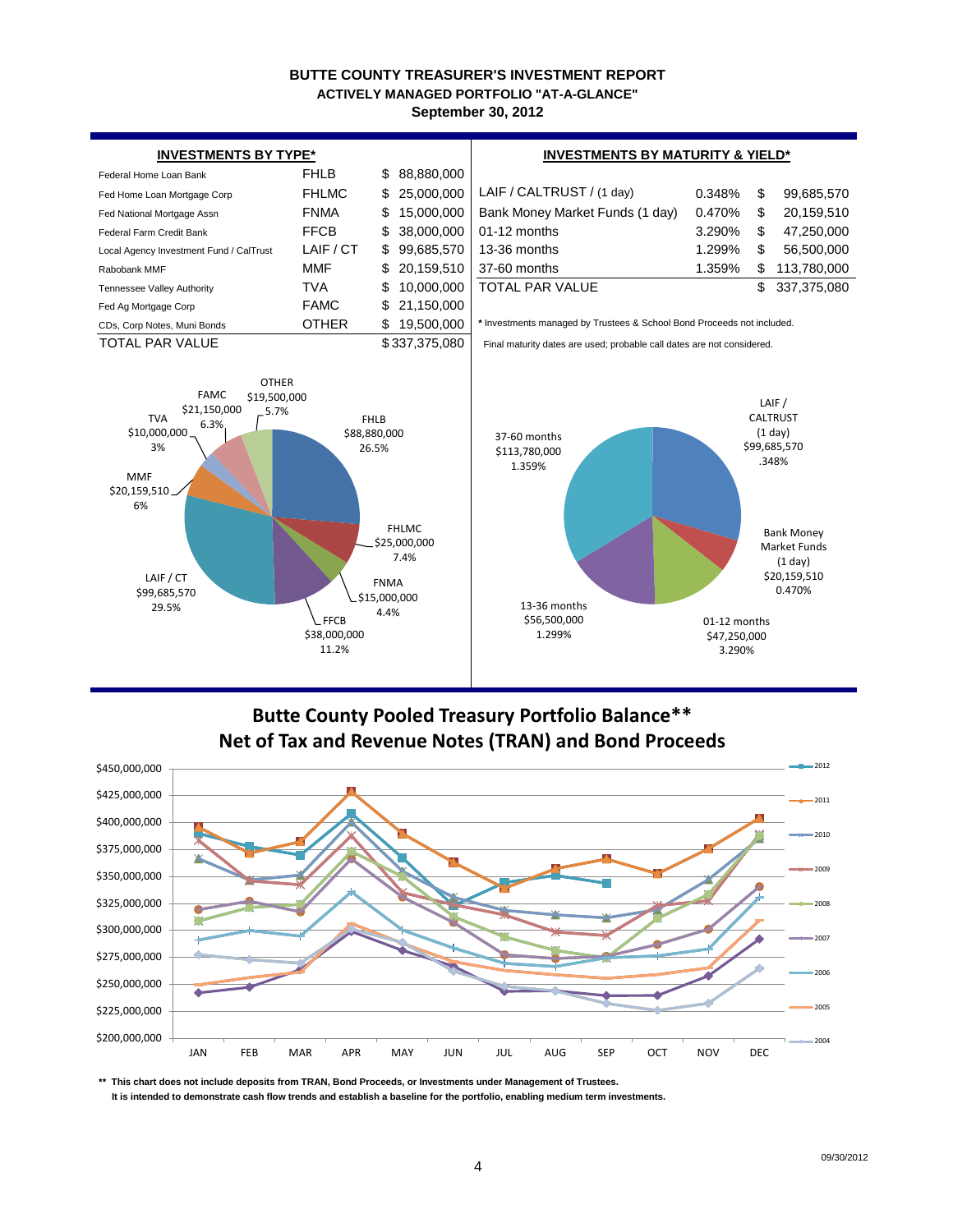# BUTTE COUNTY TREASURER'S INVESTMENT REPORT
## ACTIVELY MANAGED PORTFOLIO "AT-A-GLANCE"
### September 30, 2012

**INVESTMENTS BY TYPE***

| Investment | Type | Par Value |
|---|---|---|
| Federal Home Loan Bank | FHLB | $ 88,880,000 |
| Fed Home Loan Mortgage Corp | FHLMC | $ 25,000,000 |
| Fed National Mortgage Assn | FNMA | $ 15,000,000 |
| Federal Farm Credit Bank | FFCB | $ 38,000,000 |
| Local Agency Investment Fund / CalTrust | LAIF / CT | $ 99,685,570 |
| Rabobank MMF | MMF | $ 20,159,510 |
| Tennessee Valley Authority | TVA | $ 10,000,000 |
| Fed Ag Mortgage Corp | FAMC | $ 21,150,000 |
| CDs, Corp Notes, Muni Bonds | OTHER | $ 19,500,000 |
| TOTAL PAR VALUE | | $337,375,080 |

**INVESTMENTS BY MATURITY & YIELD***

| Maturity | Yield | Par Value |
|---|---|---|
| LAIF / CALTRUST / (1 day) | 0.348% | $ 99,685,570 |
| Bank Money Market Funds (1 day) | 0.470% | $ 20,159,510 |
| 01-12 months | 3.290% | $ 47,250,000 |
| 13-36 months | 1.299% | $ 56,500,000 |
| 37-60 months | 1.359% | $ 113,780,000 |
| TOTAL PAR VALUE | | $ 337,375,080 |

* Investments managed by Trustees & School Bond Proceeds not included.

Final maturity dates are used; probable call dates are not considered.

FHLB $88,880,000 26.5%; FHLMC $25,000,000 7.4%; FNMA $15,000,000 4.4%; FFCB $38,000,000 11.2%; LAIF / CT $99,685,570 29.5%; MMF $20,159,510 6%; TVA $10,000,000 3%; FAMC $21,150,000 6.3%; OTHER $19,500,000 5.7%

LAIF / CALTRUST (1 day) $99,685,570 .348%; Bank Money Market Funds (1 day) $20,159,510 0.470%; 01-12 months $47,250,000 3.290%; 13-36 months $56,500,000 1.299%; 37-60 months $113,780,000 1.359%

## Butte County Pooled Treasury Portfolio Balance** Net of Tax and Revenue Notes (TRAN) and Bond Proceeds

(Line chart, JAN–DEC, $200,000,000–$450,000,000; series: 2012, 2011, 2010, 2009, 2008, 2007, 2006, 2005, 2004)

** This chart does not include deposits from TRAN, Bond Proceeds, or Investments under Management of Trustees.
It is intended to demonstrate cash flow trends and establish a baseline for the portfolio, enabling medium term investments.

09/30/2012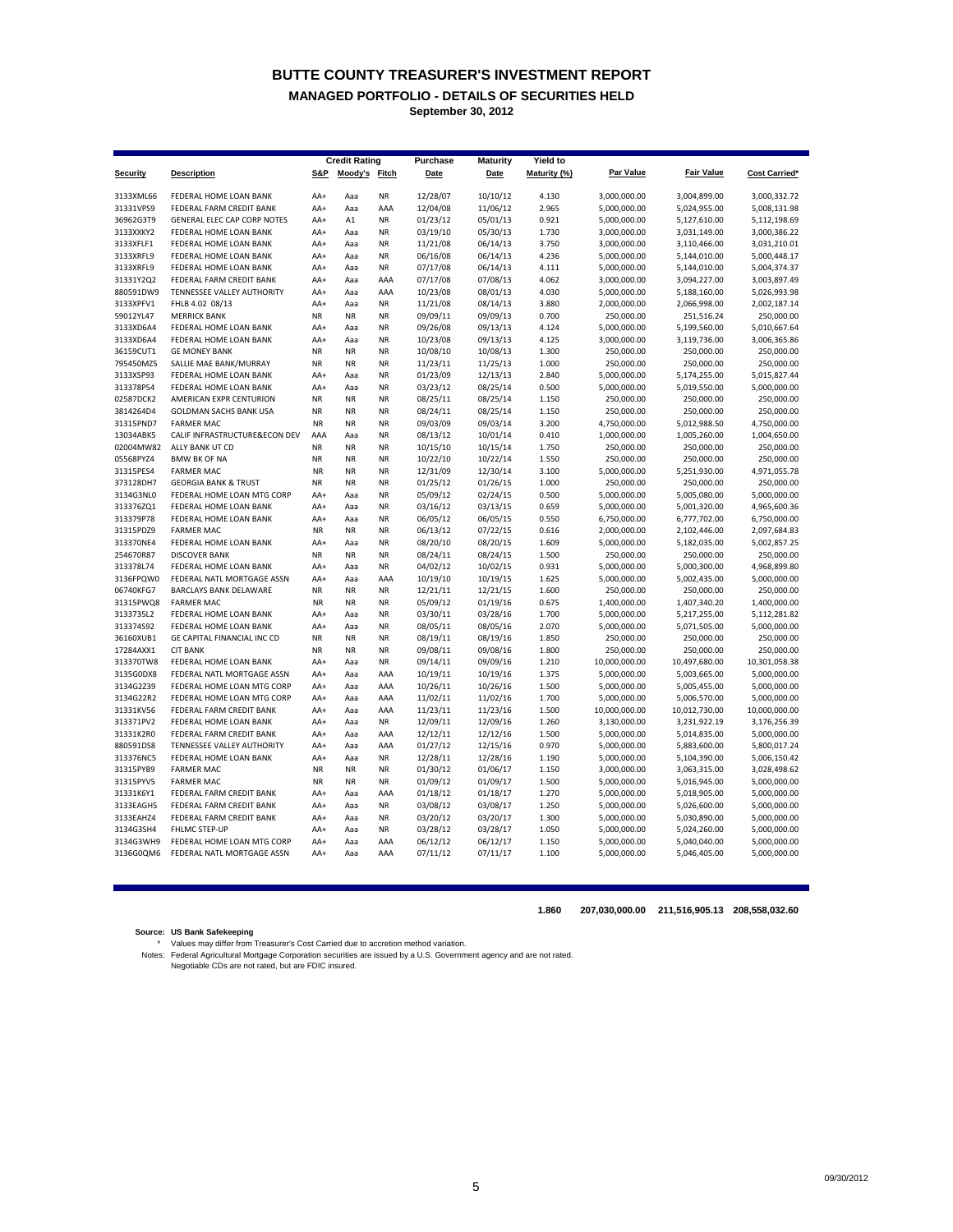# BUTTE COUNTY TREASURER'S INVESTMENT REPORT

## MANAGED PORTFOLIO - DETAILS OF SECURITIES HELD

**September 30, 2012**

| | | Credit Rating | | | Purchase | Maturity | Yield to | | | |
|---|---|---|---|---|---|---|---|---|---|---|
| Security | Description | S&P | Moody's | Fitch | Date | Date | Maturity (%) | Par Value | Fair Value | Cost Carried* |
| 3133XML66 | FEDERAL HOME LOAN BANK | AA+ | Aaa | NR | 12/28/07 | 10/10/12 | 4.130 | 3,000,000.00 | 3,004,899.00 | 3,000,332.72 |
| 31331VPS9 | FEDERAL FARM CREDIT BANK | AA+ | Aaa | AAA | 12/04/08 | 11/06/12 | 2.965 | 5,000,000.00 | 5,024,955.00 | 5,008,131.98 |
| 36962G3T9 | GENERAL ELEC CAP CORP NOTES | AA+ | A1 | NR | 01/23/12 | 05/01/13 | 0.921 | 5,000,000.00 | 5,127,610.00 | 5,112,198.69 |
| 3133XXKY2 | FEDERAL HOME LOAN BANK | AA+ | Aaa | NR | 03/19/10 | 05/30/13 | 1.730 | 3,000,000.00 | 3,031,149.00 | 3,000,386.22 |
| 3133XFLF1 | FEDERAL HOME LOAN BANK | AA+ | Aaa | NR | 11/21/08 | 06/14/13 | 3.750 | 3,000,000.00 | 3,110,466.00 | 3,031,210.01 |
| 3133XRFL9 | FEDERAL HOME LOAN BANK | AA+ | Aaa | NR | 06/16/08 | 06/14/13 | 4.236 | 5,000,000.00 | 5,144,010.00 | 5,000,448.17 |
| 3133XRFL9 | FEDERAL HOME LOAN BANK | AA+ | Aaa | NR | 07/17/08 | 06/14/13 | 4.111 | 5,000,000.00 | 5,144,010.00 | 5,004,374.37 |
| 31331Y2Q2 | FEDERAL FARM CREDIT BANK | AA+ | Aaa | AAA | 07/17/08 | 07/08/13 | 4.062 | 3,000,000.00 | 3,094,227.00 | 3,003,897.49 |
| 880591DW9 | TENNESSEE VALLEY AUTHORITY | AA+ | Aaa | AAA | 10/23/08 | 08/01/13 | 4.030 | 5,000,000.00 | 5,188,160.00 | 5,026,993.98 |
| 3133XPFV1 | FHLB 4.02 08/13 | AA+ | Aaa | NR | 11/21/08 | 08/14/13 | 3.880 | 2,000,000.00 | 2,066,998.00 | 2,002,187.14 |
| 59012YL47 | MERRICK BANK | NR | NR | NR | 09/09/11 | 09/09/13 | 0.700 | 250,000.00 | 251,516.24 | 250,000.00 |
| 3133XD6A4 | FEDERAL HOME LOAN BANK | AA+ | Aaa | NR | 09/26/08 | 09/13/13 | 4.124 | 5,000,000.00 | 5,199,560.00 | 5,010,667.64 |
| 3133XD6A4 | FEDERAL HOME LOAN BANK | AA+ | Aaa | NR | 10/23/08 | 09/13/13 | 4.125 | 3,000,000.00 | 3,119,736.00 | 3,006,365.86 |
| 36159CUT1 | GE MONEY BANK | NR | NR | NR | 10/08/10 | 10/08/13 | 1.300 | 250,000.00 | 250,000.00 | 250,000.00 |
| 795450MZ5 | SALLIE MAE BANK/MURRAY | NR | NR | NR | 11/23/11 | 11/25/13 | 1.000 | 250,000.00 | 250,000.00 | 250,000.00 |
| 3133XSP93 | FEDERAL HOME LOAN BANK | AA+ | Aaa | NR | 01/23/09 | 12/13/13 | 2.840 | 5,000,000.00 | 5,174,255.00 | 5,015,827.44 |
| 313378P54 | FEDERAL HOME LOAN BANK | AA+ | Aaa | NR | 03/23/12 | 08/25/14 | 0.500 | 5,000,000.00 | 5,019,550.00 | 5,000,000.00 |
| 02587DCK2 | AMERICAN EXPR CENTURION | NR | NR | NR | 08/25/11 | 08/25/14 | 1.150 | 250,000.00 | 250,000.00 | 250,000.00 |
| 3814264D4 | GOLDMAN SACHS BANK USA | NR | NR | NR | 08/24/11 | 08/25/14 | 1.150 | 250,000.00 | 250,000.00 | 250,000.00 |
| 31315PND7 | FARMER MAC | NR | NR | NR | 09/03/09 | 09/03/14 | 3.200 | 4,750,000.00 | 5,012,988.50 | 4,750,000.00 |
| 13034ABK5 | CALIF INFRASTRUCTURE&ECON DEV | AAA | Aaa | NR | 08/13/12 | 10/01/14 | 0.410 | 1,000,000.00 | 1,005,260.00 | 1,004,650.00 |
| 02004MW82 | ALLY BANK UT CD | NR | NR | NR | 10/15/10 | 10/15/14 | 1.750 | 250,000.00 | 250,000.00 | 250,000.00 |
| 05568PYZ4 | BMW BK OF NA | NR | NR | NR | 10/22/10 | 10/22/14 | 1.550 | 250,000.00 | 250,000.00 | 250,000.00 |
| 31315PES4 | FARMER MAC | NR | NR | NR | 12/31/09 | 12/30/14 | 3.100 | 5,000,000.00 | 5,251,930.00 | 4,971,055.78 |
| 373128DH7 | GEORGIA BANK & TRUST | NR | NR | NR | 01/25/12 | 01/26/15 | 1.000 | 250,000.00 | 250,000.00 | 250,000.00 |
| 3134G3NL0 | FEDERAL HOME LOAN MTG CORP | AA+ | Aaa | NR | 05/09/12 | 02/24/15 | 0.500 | 5,000,000.00 | 5,005,080.00 | 5,000,000.00 |
| 313376ZQ1 | FEDERAL HOME LOAN BANK | AA+ | Aaa | NR | 03/16/12 | 03/13/15 | 0.659 | 5,000,000.00 | 5,001,320.00 | 4,965,600.36 |
| 313379P78 | FEDERAL HOME LOAN BANK | AA+ | Aaa | NR | 06/05/12 | 06/05/15 | 0.550 | 6,750,000.00 | 6,777,702.00 | 6,750,000.00 |
| 31315PDZ9 | FARMER MAC | NR | NR | NR | 06/13/12 | 07/22/15 | 0.616 | 2,000,000.00 | 2,102,446.00 | 2,097,684.83 |
| 313370NE4 | FEDERAL HOME LOAN BANK | AA+ | Aaa | NR | 08/20/10 | 08/20/15 | 1.609 | 5,000,000.00 | 5,182,035.00 | 5,002,857.25 |
| 254670R87 | DISCOVER BANK | NR | NR | NR | 08/24/11 | 08/24/15 | 1.500 | 250,000.00 | 250,000.00 | 250,000.00 |
| 313378L74 | FEDERAL HOME LOAN BANK | AA+ | Aaa | NR | 04/02/12 | 10/02/15 | 0.931 | 5,000,000.00 | 5,000,300.00 | 4,968,899.80 |
| 3136FPQW0 | FEDERAL NATL MORTGAGE ASSN | AA+ | Aaa | AAA | 10/19/10 | 10/19/15 | 1.625 | 5,000,000.00 | 5,002,435.00 | 5,000,000.00 |
| 06740KFG7 | BARCLAYS BANK DELAWARE | NR | NR | NR | 12/21/11 | 12/21/15 | 1.600 | 250,000.00 | 250,000.00 | 250,000.00 |
| 31315PWQ8 | FARMER MAC | NR | NR | NR | 05/09/12 | 01/19/16 | 0.675 | 1,400,000.00 | 1,407,340.20 | 1,400,000.00 |
| 3133735L2 | FEDERAL HOME LOAN BANK | AA+ | Aaa | NR | 03/30/11 | 03/28/16 | 1.700 | 5,000,000.00 | 5,217,255.00 | 5,112,281.82 |
| 313374S92 | FEDERAL HOME LOAN BANK | AA+ | Aaa | NR | 08/05/11 | 08/05/16 | 2.070 | 5,000,000.00 | 5,071,505.00 | 5,000,000.00 |
| 36160XUB1 | GE CAPITAL FINANCIAL INC CD | NR | NR | NR | 08/19/11 | 08/19/16 | 1.850 | 250,000.00 | 250,000.00 | 250,000.00 |
| 17284AXX1 | CIT BANK | NR | NR | NR | 09/08/11 | 09/08/16 | 1.800 | 250,000.00 | 250,000.00 | 250,000.00 |
| 313370TW8 | FEDERAL HOME LOAN BANK | AA+ | Aaa | NR | 09/14/11 | 09/09/16 | 1.210 | 10,000,000.00 | 10,497,680.00 | 10,301,058.38 |
| 3135G0DX8 | FEDERAL NATL MORTGAGE ASSN | AA+ | Aaa | AAA | 10/19/11 | 10/19/16 | 1.375 | 5,000,000.00 | 5,003,665.00 | 5,000,000.00 |
| 3134G2Z39 | FEDERAL HOME LOAN MTG CORP | AA+ | Aaa | AAA | 10/26/11 | 10/26/16 | 1.500 | 5,000,000.00 | 5,005,455.00 | 5,000,000.00 |
| 3134G22R2 | FEDERAL HOME LOAN MTG CORP | AA+ | Aaa | AAA | 11/02/11 | 11/02/16 | 1.700 | 5,000,000.00 | 5,006,570.00 | 5,000,000.00 |
| 31331KV56 | FEDERAL FARM CREDIT BANK | AA+ | Aaa | AAA | 11/23/11 | 11/23/16 | 1.500 | 10,000,000.00 | 10,012,730.00 | 10,000,000.00 |
| 313371PV2 | FEDERAL HOME LOAN BANK | AA+ | Aaa | NR | 12/09/11 | 12/09/16 | 1.260 | 3,130,000.00 | 3,231,922.19 | 3,176,256.39 |
| 31331K2R0 | FEDERAL FARM CREDIT BANK | AA+ | Aaa | AAA | 12/12/11 | 12/12/16 | 1.500 | 5,000,000.00 | 5,014,835.00 | 5,000,000.00 |
| 880591DS8 | TENNESSEE VALLEY AUTHORITY | AA+ | Aaa | AAA | 01/27/12 | 12/15/16 | 0.970 | 5,000,000.00 | 5,883,600.00 | 5,800,017.24 |
| 313376NC5 | FEDERAL HOME LOAN BANK | AA+ | Aaa | NR | 12/28/11 | 12/28/16 | 1.190 | 5,000,000.00 | 5,104,390.00 | 5,006,150.42 |
| 31315PYB9 | FARMER MAC | NR | NR | NR | 01/30/12 | 01/06/17 | 1.150 | 3,000,000.00 | 3,063,315.00 | 3,028,498.62 |
| 31315PYV5 | FARMER MAC | NR | NR | NR | 01/09/12 | 01/09/17 | 1.500 | 5,000,000.00 | 5,016,945.00 | 5,000,000.00 |
| 31331K6Y1 | FEDERAL FARM CREDIT BANK | AA+ | Aaa | AAA | 01/18/12 | 01/18/17 | 1.270 | 5,000,000.00 | 5,018,905.00 | 5,000,000.00 |
| 3133EAGH5 | FEDERAL FARM CREDIT BANK | AA+ | Aaa | NR | 03/08/12 | 03/08/17 | 1.250 | 5,000,000.00 | 5,026,600.00 | 5,000,000.00 |
| 3133EAHZ4 | FEDERAL FARM CREDIT BANK | AA+ | Aaa | NR | 03/20/12 | 03/20/17 | 1.300 | 5,000,000.00 | 5,030,890.00 | 5,000,000.00 |
| 3134G3SH4 | FHLMC STEP-UP | AA+ | Aaa | NR | 03/28/12 | 03/28/17 | 1.050 | 5,000,000.00 | 5,024,260.00 | 5,000,000.00 |
| 3134G3WH9 | FEDERAL HOME LOAN MTG CORP | AA+ | Aaa | AAA | 06/12/12 | 06/12/17 | 1.150 | 5,000,000.00 | 5,040,040.00 | 5,000,000.00 |
| 3136G0QM6 | FEDERAL NATL MORTGAGE ASSN | AA+ | Aaa | AAA | 07/11/12 | 07/11/17 | 1.100 | 5,000,000.00 | 5,046,405.00 | 5,000,000.00 |
| | | | | | | | **1.860** | **207,030,000.00** | **211,516,905.13** | **208,558,032.60** |

**Source: US Bank Safekeeping**

\* Values may differ from Treasurer's Cost Carried due to accretion method variation.

Notes: Federal Agricultural Mortgage Corporation securities are issued by a U.S. Government agency and are not rated.
Negotiable CDs are not rated, but are FDIC insured.